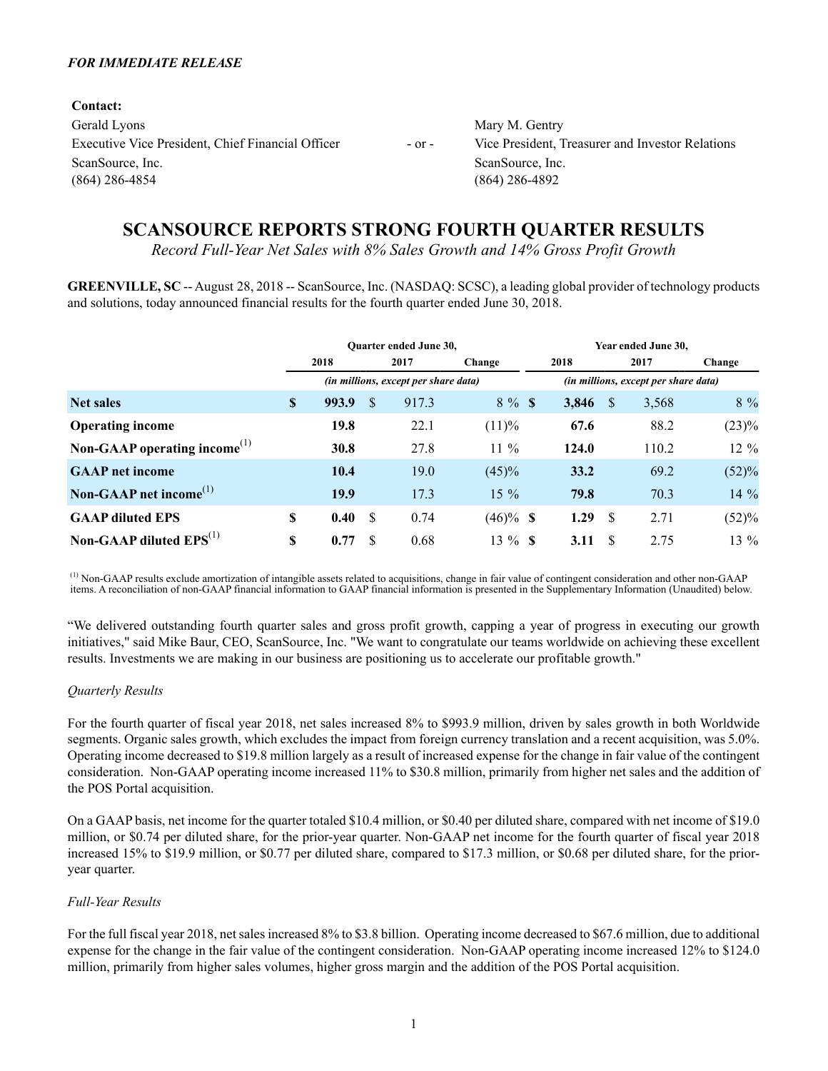***FOR IMMEDIATE RELEASE***

**Contact:**

Gerald Lyons
Executive Vice President, Chief Financial Officer
ScanSource, Inc.
(864) 286-4854

\- or -

Mary M. Gentry
Vice President, Treasurer and Investor Relations
ScanSource, Inc.
(864) 286-4892

# SCANSOURCE REPORTS STRONG FOURTH QUARTER RESULTS

*Record Full-Year Net Sales with 8% Sales Growth and 14% Gross Profit Growth*

**GREENVILLE, SC** -- August 28, 2018 -- ScanSource, Inc. (NASDAQ: SCSC), a leading global provider of technology products and solutions, today announced financial results for the fourth quarter ended June 30, 2018.

| | Quarter ended June 30, | | | Year ended June 30, | | |
|---|---|---|---|---|---|---|
| | 2018 | 2017 | Change | 2018 | 2017 | Change |
| | *(in millions, except per share data)* | | | *(in millions, except per share data)* | | |
| **Net sales** | **$ 993.9** | $ 917.3 | 8 % | **$ 3,846** | $ 3,568 | 8 % |
| **Operating income** | **19.8** | 22.1 | (11)% | **67.6** | 88.2 | (23)% |
| **Non-GAAP operating income**[1] | **30.8** | 27.8 | 11 % | **124.0** | 110.2 | 12 % |
| **GAAP net income** | **10.4** | 19.0 | (45)% | **33.2** | 69.2 | (52)% |
| **Non-GAAP net income**[1] | **19.9** | 17.3 | 15 % | **79.8** | 70.3 | 14 % |
| **GAAP diluted EPS** | **$ 0.40** | $ 0.74 | (46)% | **$ 1.29** | $ 2.71 | (52)% |
| **Non-GAAP diluted EPS**[1] | **$ 0.77** | $ 0.68 | 13 % | **$ 3.11** | $ 2.75 | 13 % |

[1] Non-GAAP results exclude amortization of intangible assets related to acquisitions, change in fair value of contingent consideration and other non-GAAP items. A reconciliation of non-GAAP financial information to GAAP financial information is presented in the Supplementary Information (Unaudited) below.

"We delivered outstanding fourth quarter sales and gross profit growth, capping a year of progress in executing our growth initiatives," said Mike Baur, CEO, ScanSource, Inc. "We want to congratulate our teams worldwide on achieving these excellent results. Investments we are making in our business are positioning us to accelerate our profitable growth."

*Quarterly Results*

For the fourth quarter of fiscal year 2018, net sales increased 8% to $993.9 million, driven by sales growth in both Worldwide segments. Organic sales growth, which excludes the impact from foreign currency translation and a recent acquisition, was 5.0%. Operating income decreased to $19.8 million largely as a result of increased expense for the change in fair value of the contingent consideration. Non-GAAP operating income increased 11% to $30.8 million, primarily from higher net sales and the addition of the POS Portal acquisition.

On a GAAP basis, net income for the quarter totaled $10.4 million, or $0.40 per diluted share, compared with net income of $19.0 million, or $0.74 per diluted share, for the prior-year quarter. Non-GAAP net income for the fourth quarter of fiscal year 2018 increased 15% to $19.9 million, or $0.77 per diluted share, compared to $17.3 million, or $0.68 per diluted share, for the prior-year quarter.

*Full-Year Results*

For the full fiscal year 2018, net sales increased 8% to $3.8 billion. Operating income decreased to $67.6 million, due to additional expense for the change in the fair value of the contingent consideration. Non-GAAP operating income increased 12% to $124.0 million, primarily from higher sales volumes, higher gross margin and the addition of the POS Portal acquisition.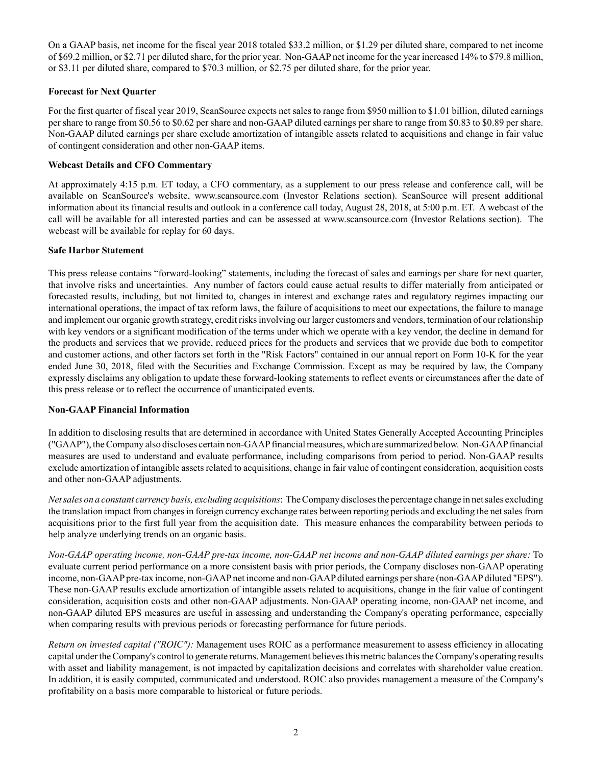On a GAAP basis, net income for the fiscal year 2018 totaled $33.2 million, or $1.29 per diluted share, compared to net income of $69.2 million, or $2.71 per diluted share, for the prior year. Non-GAAP net income for the year increased 14% to $79.8 million, or $3.11 per diluted share, compared to $70.3 million, or $2.75 per diluted share, for the prior year.

**Forecast for Next Quarter**

For the first quarter of fiscal year 2019, ScanSource expects net sales to range from $950 million to $1.01 billion, diluted earnings per share to range from $0.56 to $0.62 per share and non-GAAP diluted earnings per share to range from $0.83 to $0.89 per share. Non-GAAP diluted earnings per share exclude amortization of intangible assets related to acquisitions and change in fair value of contingent consideration and other non-GAAP items.

**Webcast Details and CFO Commentary**

At approximately 4:15 p.m. ET today, a CFO commentary, as a supplement to our press release and conference call, will be available on ScanSource's website, www.scansource.com (Investor Relations section). ScanSource will present additional information about its financial results and outlook in a conference call today, August 28, 2018, at 5:00 p.m. ET. A webcast of the call will be available for all interested parties and can be assessed at www.scansource.com (Investor Relations section). The webcast will be available for replay for 60 days.

**Safe Harbor Statement**

This press release contains "forward-looking" statements, including the forecast of sales and earnings per share for next quarter, that involve risks and uncertainties. Any number of factors could cause actual results to differ materially from anticipated or forecasted results, including, but not limited to, changes in interest and exchange rates and regulatory regimes impacting our international operations, the impact of tax reform laws, the failure of acquisitions to meet our expectations, the failure to manage and implement our organic growth strategy, credit risks involving our larger customers and vendors, termination of our relationship with key vendors or a significant modification of the terms under which we operate with a key vendor, the decline in demand for the products and services that we provide, reduced prices for the products and services that we provide due both to competitor and customer actions, and other factors set forth in the "Risk Factors" contained in our annual report on Form 10-K for the year ended June 30, 2018, filed with the Securities and Exchange Commission. Except as may be required by law, the Company expressly disclaims any obligation to update these forward-looking statements to reflect events or circumstances after the date of this press release or to reflect the occurrence of unanticipated events.

**Non-GAAP Financial Information**

In addition to disclosing results that are determined in accordance with United States Generally Accepted Accounting Principles ("GAAP"), the Company also discloses certain non-GAAP financial measures, which are summarized below. Non-GAAP financial measures are used to understand and evaluate performance, including comparisons from period to period. Non-GAAP results exclude amortization of intangible assets related to acquisitions, change in fair value of contingent consideration, acquisition costs and other non-GAAP adjustments.

*Net sales on a constant currency basis, excluding acquisitions*: The Company discloses the percentage change in net sales excluding the translation impact from changes in foreign currency exchange rates between reporting periods and excluding the net sales from acquisitions prior to the first full year from the acquisition date. This measure enhances the comparability between periods to help analyze underlying trends on an organic basis.

*Non-GAAP operating income, non-GAAP pre-tax income, non-GAAP net income and non-GAAP diluted earnings per share:* To evaluate current period performance on a more consistent basis with prior periods, the Company discloses non-GAAP operating income, non-GAAP pre-tax income, non-GAAP net income and non-GAAP diluted earnings per share (non-GAAP diluted "EPS"). These non-GAAP results exclude amortization of intangible assets related to acquisitions, change in the fair value of contingent consideration, acquisition costs and other non-GAAP adjustments. Non-GAAP operating income, non-GAAP net income, and non-GAAP diluted EPS measures are useful in assessing and understanding the Company's operating performance, especially when comparing results with previous periods or forecasting performance for future periods.

*Return on invested capital ("ROIC"):* Management uses ROIC as a performance measurement to assess efficiency in allocating capital under the Company's control to generate returns. Management believes this metric balances the Company's operating results with asset and liability management, is not impacted by capitalization decisions and correlates with shareholder value creation. In addition, it is easily computed, communicated and understood. ROIC also provides management a measure of the Company's profitability on a basis more comparable to historical or future periods.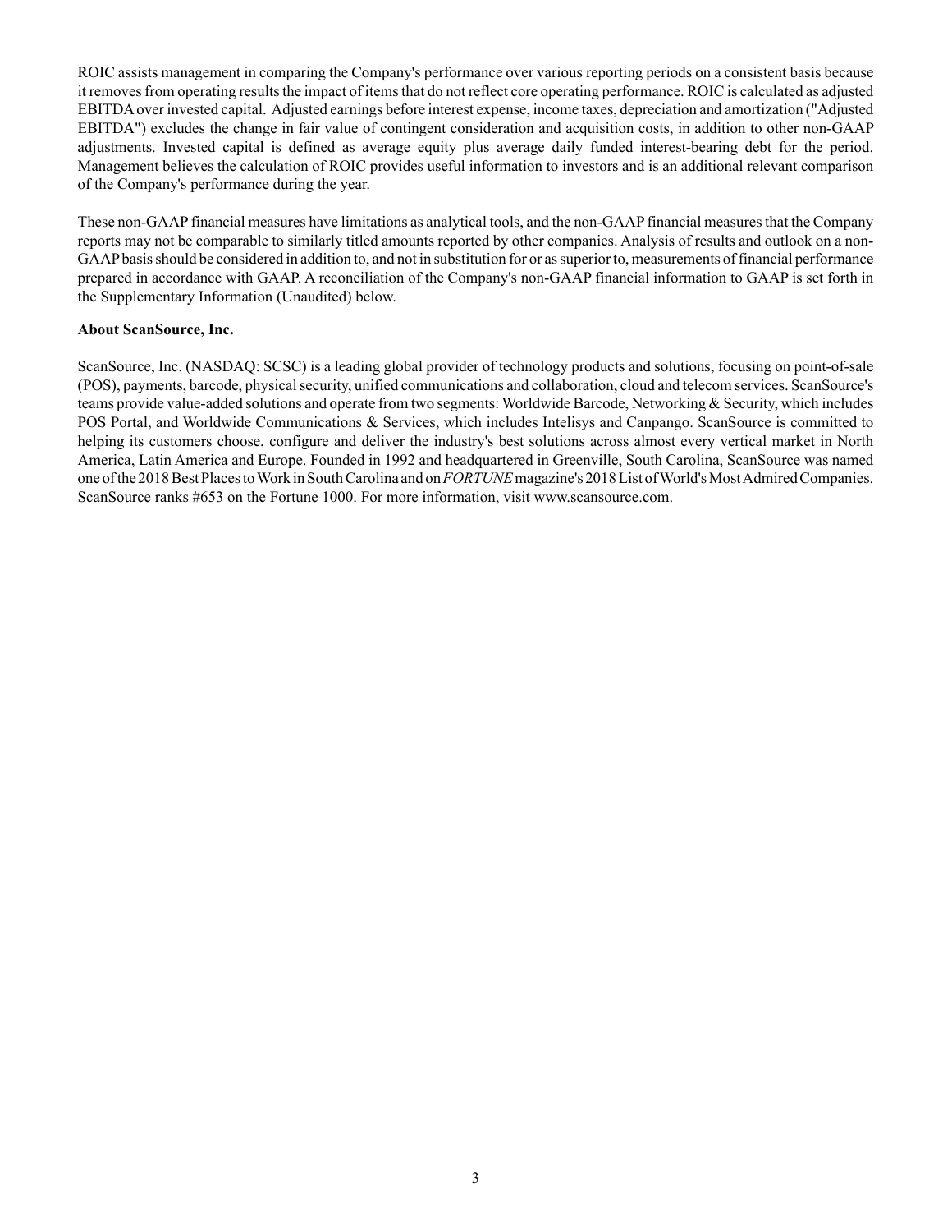ROIC assists management in comparing the Company's performance over various reporting periods on a consistent basis because it removes from operating results the impact of items that do not reflect core operating performance. ROIC is calculated as adjusted EBITDA over invested capital. Adjusted earnings before interest expense, income taxes, depreciation and amortization ("Adjusted EBITDA") excludes the change in fair value of contingent consideration and acquisition costs, in addition to other non-GAAP adjustments. Invested capital is defined as average equity plus average daily funded interest-bearing debt for the period. Management believes the calculation of ROIC provides useful information to investors and is an additional relevant comparison of the Company's performance during the year.

These non-GAAP financial measures have limitations as analytical tools, and the non-GAAP financial measures that the Company reports may not be comparable to similarly titled amounts reported by other companies. Analysis of results and outlook on a non-GAAP basis should be considered in addition to, and not in substitution for or as superior to, measurements of financial performance prepared in accordance with GAAP. A reconciliation of the Company's non-GAAP financial information to GAAP is set forth in the Supplementary Information (Unaudited) below.

**About ScanSource, Inc.**

ScanSource, Inc. (NASDAQ: SCSC) is a leading global provider of technology products and solutions, focusing on point-of-sale (POS), payments, barcode, physical security, unified communications and collaboration, cloud and telecom services. ScanSource's teams provide value-added solutions and operate from two segments: Worldwide Barcode, Networking & Security, which includes POS Portal, and Worldwide Communications & Services, which includes Intelisys and Canpango. ScanSource is committed to helping its customers choose, configure and deliver the industry's best solutions across almost every vertical market in North America, Latin America and Europe. Founded in 1992 and headquartered in Greenville, South Carolina, ScanSource was named one of the 2018 Best Places to Work in South Carolina and on *FORTUNE* magazine's 2018 List of World's Most Admired Companies. ScanSource ranks #653 on the Fortune 1000. For more information, visit www.scansource.com.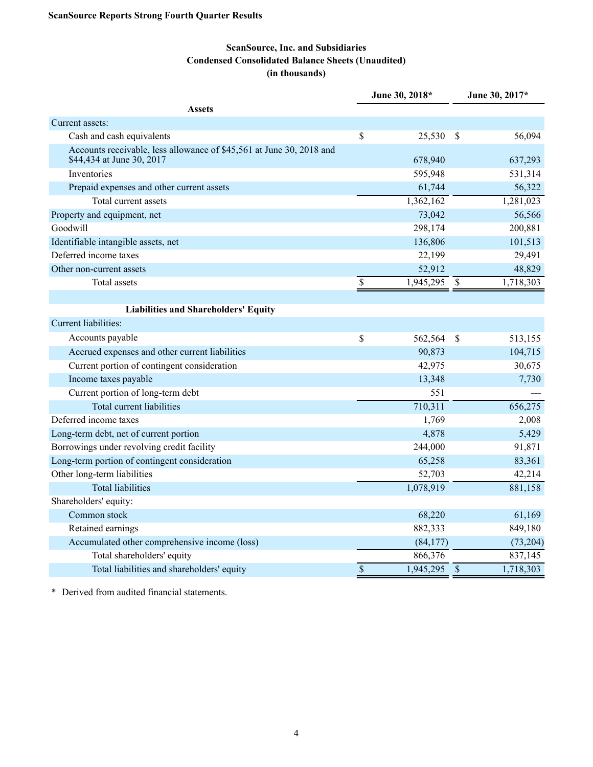**ScanSource Reports Strong Fourth Quarter Results**

**ScanSource, Inc. and Subsidiaries**
**Condensed Consolidated Balance Sheets (Unaudited)**
**(in thousands)**

| | June 30, 2018* | June 30, 2017* |
|---|---|---|
| **Assets** | | |
| Current assets: | | |
| Cash and cash equivalents | $ 25,530 | $ 56,094 |
| Accounts receivable, less allowance of $45,561 at June 30, 2018 and $44,434 at June 30, 2017 | 678,940 | 637,293 |
| Inventories | 595,948 | 531,314 |
| Prepaid expenses and other current assets | 61,744 | 56,322 |
| Total current assets | 1,362,162 | 1,281,023 |
| Property and equipment, net | 73,042 | 56,566 |
| Goodwill | 298,174 | 200,881 |
| Identifiable intangible assets, net | 136,806 | 101,513 |
| Deferred income taxes | 22,199 | 29,491 |
| Other non-current assets | 52,912 | 48,829 |
| Total assets | $ 1,945,295 | $ 1,718,303 |
| | | |
| **Liabilities and Shareholders' Equity** | | |
| Current liabilities: | | |
| Accounts payable | $ 562,564 | $ 513,155 |
| Accrued expenses and other current liabilities | 90,873 | 104,715 |
| Current portion of contingent consideration | 42,975 | 30,675 |
| Income taxes payable | 13,348 | 7,730 |
| Current portion of long-term debt | 551 | — |
| Total current liabilities | 710,311 | 656,275 |
| Deferred income taxes | 1,769 | 2,008 |
| Long-term debt, net of current portion | 4,878 | 5,429 |
| Borrowings under revolving credit facility | 244,000 | 91,871 |
| Long-term portion of contingent consideration | 65,258 | 83,361 |
| Other long-term liabilities | 52,703 | 42,214 |
| Total liabilities | 1,078,919 | 881,158 |
| Shareholders' equity: | | |
| Common stock | 68,220 | 61,169 |
| Retained earnings | 882,333 | 849,180 |
| Accumulated other comprehensive income (loss) | (84,177) | (73,204) |
| Total shareholders' equity | 866,376 | 837,145 |
| Total liabilities and shareholders' equity | $ 1,945,295 | $ 1,718,303 |

\* Derived from audited financial statements.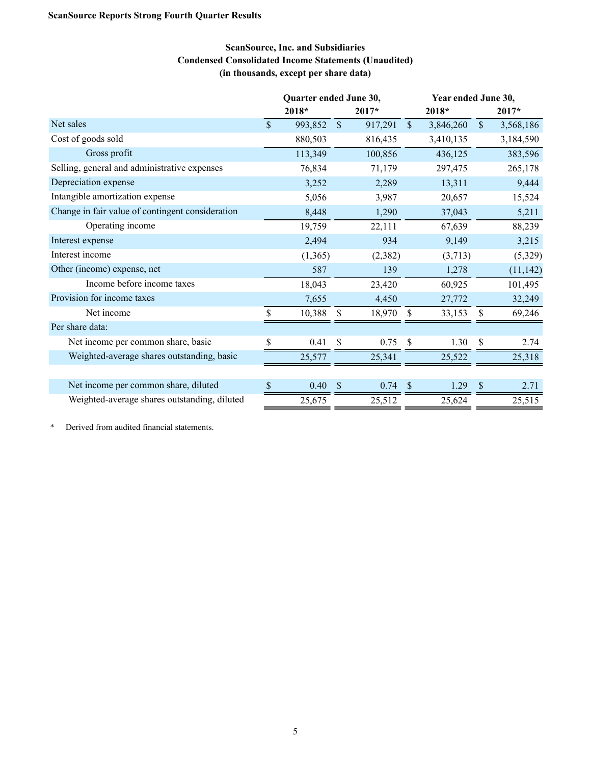**ScanSource Reports Strong Fourth Quarter Results**

**ScanSource, Inc. and Subsidiaries**
**Condensed Consolidated Income Statements (Unaudited)**
**(in thousands, except per share data)**

| | Quarter ended June 30, | | Year ended June 30, | |
|---|---|---|---|---|
| | 2018* | 2017* | 2018* | 2017* |
| Net sales | $ 993,852 | $ 917,291 | $ 3,846,260 | $ 3,568,186 |
| Cost of goods sold | 880,503 | 816,435 | 3,410,135 | 3,184,590 |
| Gross profit | 113,349 | 100,856 | 436,125 | 383,596 |
| Selling, general and administrative expenses | 76,834 | 71,179 | 297,475 | 265,178 |
| Depreciation expense | 3,252 | 2,289 | 13,311 | 9,444 |
| Intangible amortization expense | 5,056 | 3,987 | 20,657 | 15,524 |
| Change in fair value of contingent consideration | 8,448 | 1,290 | 37,043 | 5,211 |
| Operating income | 19,759 | 22,111 | 67,639 | 88,239 |
| Interest expense | 2,494 | 934 | 9,149 | 3,215 |
| Interest income | (1,365) | (2,382) | (3,713) | (5,329) |
| Other (income) expense, net | 587 | 139 | 1,278 | (11,142) |
| Income before income taxes | 18,043 | 23,420 | 60,925 | 101,495 |
| Provision for income taxes | 7,655 | 4,450 | 27,772 | 32,249 |
| Net income | $ 10,388 | $ 18,970 | $ 33,153 | $ 69,246 |
| Per share data: | | | | |
| Net income per common share, basic | $ 0.41 | $ 0.75 | $ 1.30 | $ 2.74 |
| Weighted-average shares outstanding, basic | 25,577 | 25,341 | 25,522 | 25,318 |
| | | | | |
| Net income per common share, diluted | $ 0.40 | $ 0.74 | $ 1.29 | $ 2.71 |
| Weighted-average shares outstanding, diluted | 25,675 | 25,512 | 25,624 | 25,515 |

\* Derived from audited financial statements.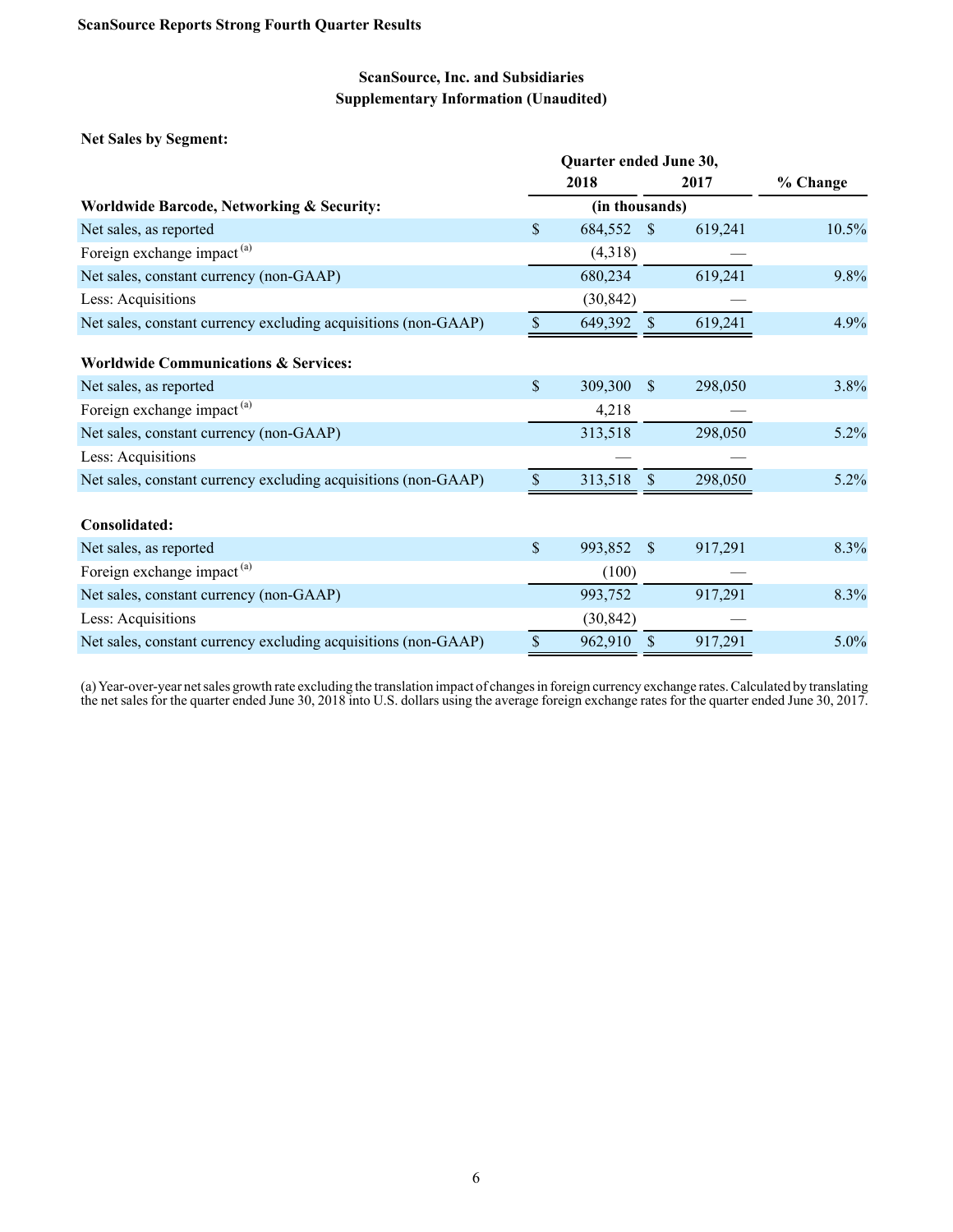## ScanSource, Inc. and Subsidiaries
## Supplementary Information (Unaudited)

**Net Sales by Segment:**

| | Quarter ended June 30, 2018 | Quarter ended June 30, 2017 | % Change |
|---|---|---|---|
| **Worldwide Barcode, Networking & Security:** | (in thousands) | | |
| Net sales, as reported | $ 684,552 | $ 619,241 | 10.5% |
| Foreign exchange impact [(a)] | (4,318) | — | |
| Net sales, constant currency (non-GAAP) | 680,234 | 619,241 | 9.8% |
| Less: Acquisitions | (30,842) | — | |
| Net sales, constant currency excluding acquisitions (non-GAAP) | $ 649,392 | $ 619,241 | 4.9% |
| **Worldwide Communications & Services:** | | | |
| Net sales, as reported | $ 309,300 | $ 298,050 | 3.8% |
| Foreign exchange impact [(a)] | 4,218 | — | |
| Net sales, constant currency (non-GAAP) | 313,518 | 298,050 | 5.2% |
| Less: Acquisitions | — | — | |
| Net sales, constant currency excluding acquisitions (non-GAAP) | $ 313,518 | $ 298,050 | 5.2% |
| **Consolidated:** | | | |
| Net sales, as reported | $ 993,852 | $ 917,291 | 8.3% |
| Foreign exchange impact [(a)] | (100) | — | |
| Net sales, constant currency (non-GAAP) | 993,752 | 917,291 | 8.3% |
| Less: Acquisitions | (30,842) | — | |
| Net sales, constant currency excluding acquisitions (non-GAAP) | $ 962,910 | $ 917,291 | 5.0% |

(a) Year-over-year net sales growth rate excluding the translation impact of changes in foreign currency exchange rates. Calculated by translating the net sales for the quarter ended June 30, 2018 into U.S. dollars using the average foreign exchange rates for the quarter ended June 30, 2017.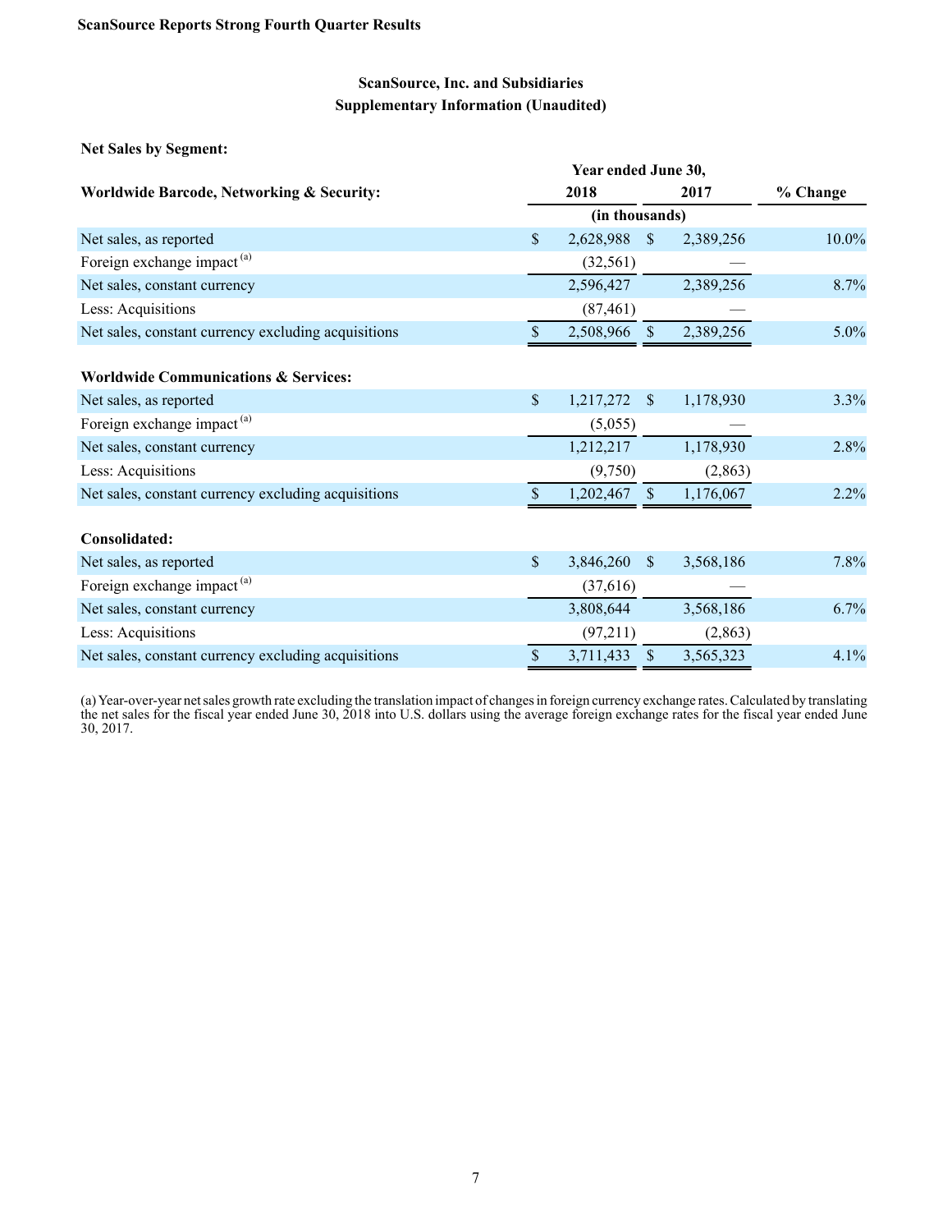## ScanSource, Inc. and Subsidiaries
## Supplementary Information (Unaudited)

**Net Sales by Segment:**

| | Year ended June 30, | | |
|---|---|---|---|
| **Worldwide Barcode, Networking & Security:** | **2018** | **2017** | **% Change** |
| | (in thousands) | | |
| Net sales, as reported | $ 2,628,988 | $ 2,389,256 | 10.0% |
| Foreign exchange impact [(a)] | (32,561) | — | |
| Net sales, constant currency | 2,596,427 | 2,389,256 | 8.7% |
| Less: Acquisitions | (87,461) | — | |
| Net sales, constant currency excluding acquisitions | $ 2,508,966 | $ 2,389,256 | 5.0% |
| | | | |
| **Worldwide Communications & Services:** | | | |
| Net sales, as reported | $ 1,217,272 | $ 1,178,930 | 3.3% |
| Foreign exchange impact [(a)] | (5,055) | — | |
| Net sales, constant currency | 1,212,217 | 1,178,930 | 2.8% |
| Less: Acquisitions | (9,750) | (2,863) | |
| Net sales, constant currency excluding acquisitions | $ 1,202,467 | $ 1,176,067 | 2.2% |
| | | | |
| **Consolidated:** | | | |
| Net sales, as reported | $ 3,846,260 | $ 3,568,186 | 7.8% |
| Foreign exchange impact [(a)] | (37,616) | — | |
| Net sales, constant currency | 3,808,644 | 3,568,186 | 6.7% |
| Less: Acquisitions | (97,211) | (2,863) | |
| Net sales, constant currency excluding acquisitions | $ 3,711,433 | $ 3,565,323 | 4.1% |

(a) Year-over-year net sales growth rate excluding the translation impact of changes in foreign currency exchange rates. Calculated by translating the net sales for the fiscal year ended June 30, 2018 into U.S. dollars using the average foreign exchange rates for the fiscal year ended June 30, 2017.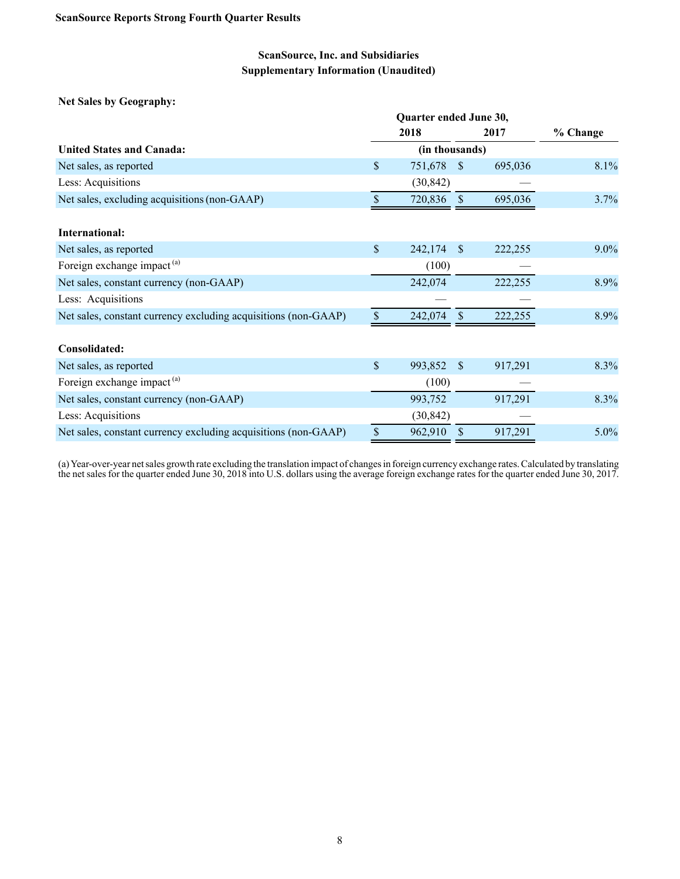**ScanSource Reports Strong Fourth Quarter Results**

**ScanSource, Inc. and Subsidiaries**
**Supplementary Information (Unaudited)**

**Net Sales by Geography:**

| | Quarter ended June 30, 2018 | Quarter ended June 30, 2017 | % Change |
|---|---|---|---|
| **United States and Canada:** | (in thousands) | | |
| Net sales, as reported | $ 751,678 | $ 695,036 | 8.1% |
| Less: Acquisitions | (30,842) | — | |
| Net sales, excluding acquisitions (non-GAAP) | $ 720,836 | $ 695,036 | 3.7% |
| | | | |
| **International:** | | | |
| Net sales, as reported | $ 242,174 | $ 222,255 | 9.0% |
| Foreign exchange impact [(a)] | (100) | — | |
| Net sales, constant currency (non-GAAP) | 242,074 | 222,255 | 8.9% |
| Less: Acquisitions | — | — | |
| Net sales, constant currency excluding acquisitions (non-GAAP) | $ 242,074 | $ 222,255 | 8.9% |
| | | | |
| **Consolidated:** | | | |
| Net sales, as reported | $ 993,852 | $ 917,291 | 8.3% |
| Foreign exchange impact [(a)] | (100) | — | |
| Net sales, constant currency (non-GAAP) | 993,752 | 917,291 | 8.3% |
| Less: Acquisitions | (30,842) | — | |
| Net sales, constant currency excluding acquisitions (non-GAAP) | $ 962,910 | $ 917,291 | 5.0% |

(a) Year-over-year net sales growth rate excluding the translation impact of changes in foreign currency exchange rates. Calculated by translating the net sales for the quarter ended June 30, 2018 into U.S. dollars using the average foreign exchange rates for the quarter ended June 30, 2017.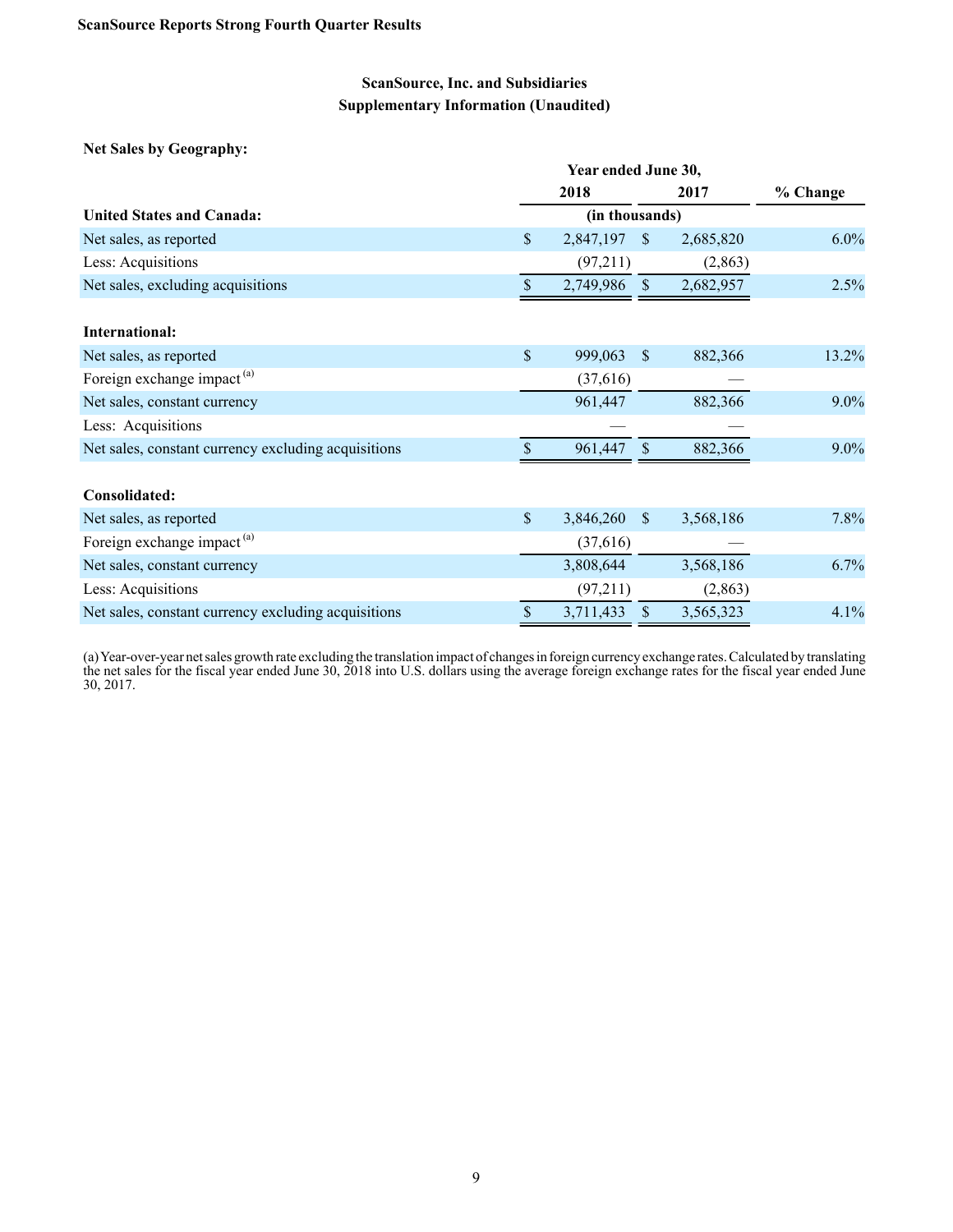**ScanSource Reports Strong Fourth Quarter Results**

## ScanSource, Inc. and Subsidiaries
## Supplementary Information (Unaudited)

**Net Sales by Geography:**

| | Year ended June 30, | | |
|---|---|---|---|
| | 2018 | 2017 | % Change |
| **United States and Canada:** | (in thousands) | | |
| Net sales, as reported | $ 2,847,197 | $ 2,685,820 | 6.0% |
| Less: Acquisitions | (97,211) | (2,863) | |
| Net sales, excluding acquisitions | $ 2,749,986 | $ 2,682,957 | 2.5% |
| | | | |
| **International:** | | | |
| Net sales, as reported | $ 999,063 | $ 882,366 | 13.2% |
| Foreign exchange impact [(a)] | (37,616) | — | |
| Net sales, constant currency | 961,447 | 882,366 | 9.0% |
| Less: Acquisitions | — | — | |
| Net sales, constant currency excluding acquisitions | $ 961,447 | $ 882,366 | 9.0% |
| | | | |
| **Consolidated:** | | | |
| Net sales, as reported | $ 3,846,260 | $ 3,568,186 | 7.8% |
| Foreign exchange impact [(a)] | (37,616) | — | |
| Net sales, constant currency | 3,808,644 | 3,568,186 | 6.7% |
| Less: Acquisitions | (97,211) | (2,863) | |
| Net sales, constant currency excluding acquisitions | $ 3,711,433 | $ 3,565,323 | 4.1% |

(a) Year-over-year net sales growth rate excluding the translation impact of changes in foreign currency exchange rates. Calculated by translating the net sales for the fiscal year ended June 30, 2018 into U.S. dollars using the average foreign exchange rates for the fiscal year ended June 30, 2017.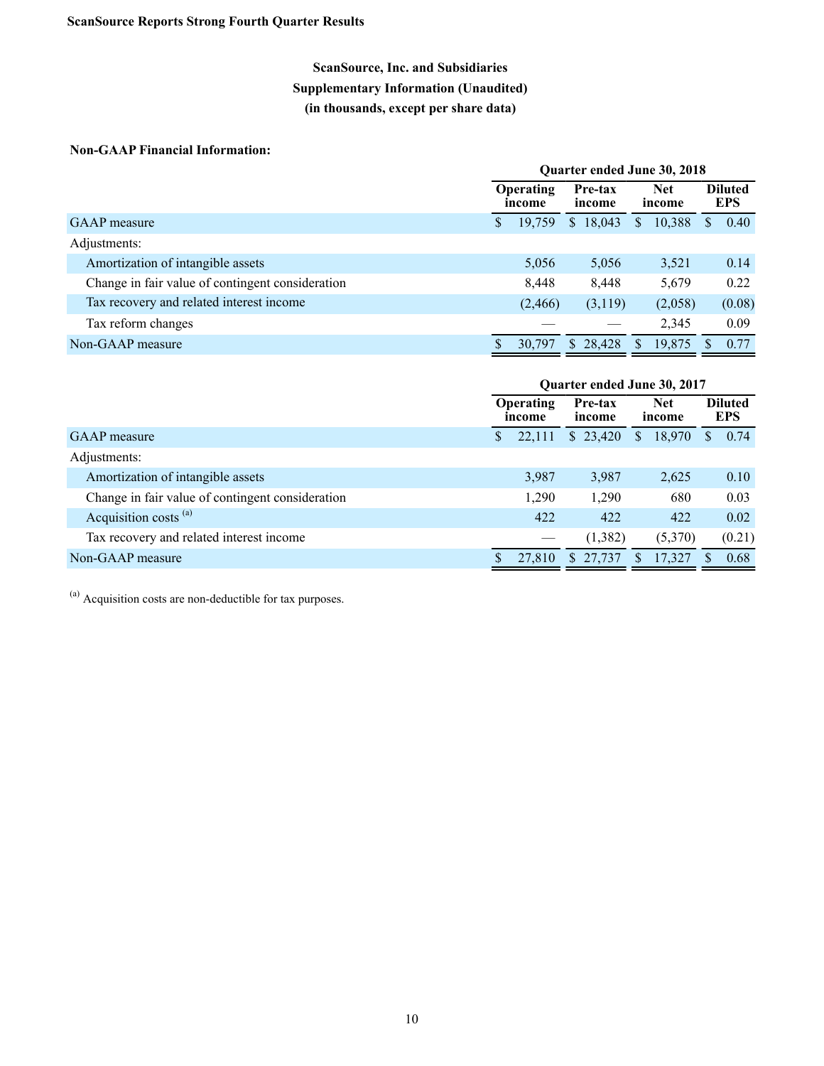**ScanSource Reports Strong Fourth Quarter Results**

## ScanSource, Inc. and Subsidiaries
## Supplementary Information (Unaudited)
## (in thousands, except per share data)

**Non-GAAP Financial Information:**

| | Quarter ended June 30, 2018 | | | |
|---|---|---|---|---|
| | Operating income | Pre-tax income | Net income | Diluted EPS |
| GAAP measure | $ 19,759 | $ 18,043 | $ 10,388 | $ 0.40 |
| Adjustments: | | | | |
| Amortization of intangible assets | 5,056 | 5,056 | 3,521 | 0.14 |
| Change in fair value of contingent consideration | 8,448 | 8,448 | 5,679 | 0.22 |
| Tax recovery and related interest income | (2,466) | (3,119) | (2,058) | (0.08) |
| Tax reform changes | — | — | 2,345 | 0.09 |
| Non-GAAP measure | $ 30,797 | $ 28,428 | $ 19,875 | $ 0.77 |

| | Quarter ended June 30, 2017 | | | |
|---|---|---|---|---|
| | Operating income | Pre-tax income | Net income | Diluted EPS |
| GAAP measure | $ 22,111 | $ 23,420 | $ 18,970 | $ 0.74 |
| Adjustments: | | | | |
| Amortization of intangible assets | 3,987 | 3,987 | 2,625 | 0.10 |
| Change in fair value of contingent consideration | 1,290 | 1,290 | 680 | 0.03 |
| Acquisition costs [(a)] | 422 | 422 | 422 | 0.02 |
| Tax recovery and related interest income | — | (1,382) | (5,370) | (0.21) |
| Non-GAAP measure | $ 27,810 | $ 27,737 | $ 17,327 | $ 0.68 |

[(a)] Acquisition costs are non-deductible for tax purposes.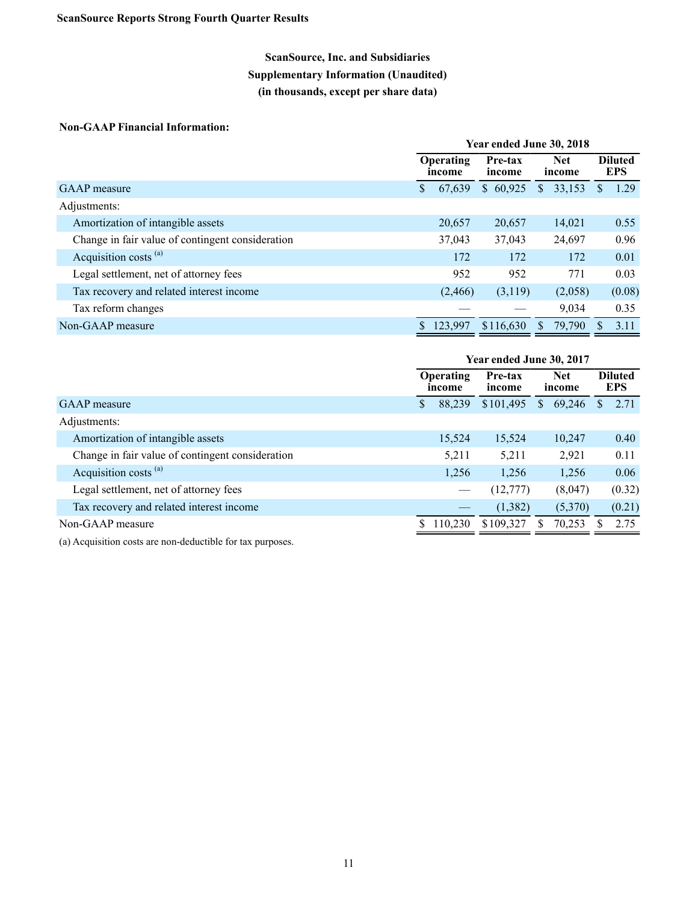**ScanSource Reports Strong Fourth Quarter Results**

**ScanSource, Inc. and Subsidiaries**
**Supplementary Information (Unaudited)**
**(in thousands, except per share data)**

**Non-GAAP Financial Information:**

| | Year ended June 30, 2018 | | | |
|---|---|---|---|---|
| | Operating income | Pre-tax income | Net income | Diluted EPS |
| GAAP measure | $ 67,639 | $ 60,925 | $ 33,153 | $ 1.29 |
| Adjustments: | | | | |
| Amortization of intangible assets | 20,657 | 20,657 | 14,021 | 0.55 |
| Change in fair value of contingent consideration | 37,043 | 37,043 | 24,697 | 0.96 |
| Acquisition costs [(a)] | 172 | 172 | 172 | 0.01 |
| Legal settlement, net of attorney fees | 952 | 952 | 771 | 0.03 |
| Tax recovery and related interest income | (2,466) | (3,119) | (2,058) | (0.08) |
| Tax reform changes | — | — | 9,034 | 0.35 |
| Non-GAAP measure | $ 123,997 | $116,630 | $ 79,790 | $ 3.11 |

| | Year ended June 30, 2017 | | | |
|---|---|---|---|---|
| | Operating income | Pre-tax income | Net income | Diluted EPS |
| GAAP measure | $ 88,239 | $101,495 | $ 69,246 | $ 2.71 |
| Adjustments: | | | | |
| Amortization of intangible assets | 15,524 | 15,524 | 10,247 | 0.40 |
| Change in fair value of contingent consideration | 5,211 | 5,211 | 2,921 | 0.11 |
| Acquisition costs [(a)] | 1,256 | 1,256 | 1,256 | 0.06 |
| Legal settlement, net of attorney fees | — | (12,777) | (8,047) | (0.32) |
| Tax recovery and related interest income | — | (1,382) | (5,370) | (0.21) |
| Non-GAAP measure | $ 110,230 | $109,327 | $ 70,253 | $ 2.75 |

(a) Acquisition costs are non-deductible for tax purposes.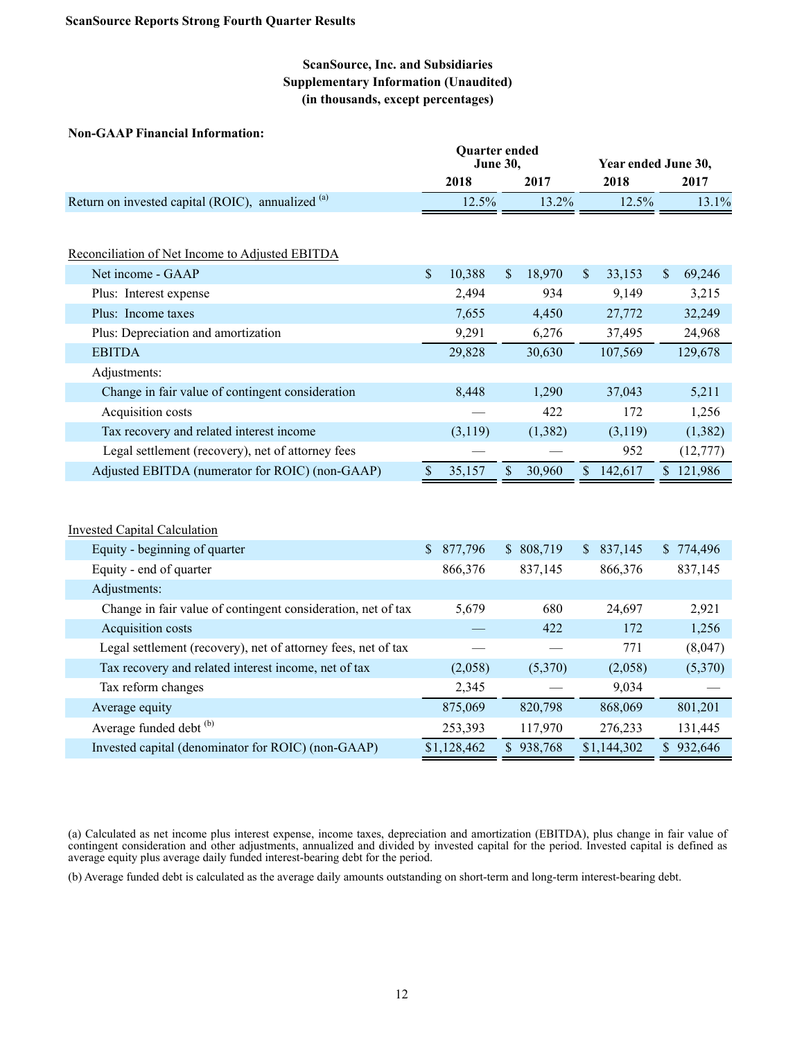**ScanSource Reports Strong Fourth Quarter Results**

## ScanSource, Inc. and Subsidiaries
## Supplementary Information (Unaudited)
## (in thousands, except percentages)

**Non-GAAP Financial Information:**

| | Quarter ended June 30, | | Year ended June 30, | |
|---|---|---|---|---|
| | 2018 | 2017 | 2018 | 2017 |
| Return on invested capital (ROIC), annualized [(a)] | 12.5% | 13.2% | 12.5% | 13.1% |
| | | | | |
| Reconciliation of Net Income to Adjusted EBITDA | | | | |
| Net income - GAAP | $ 10,388 | $ 18,970 | $ 33,153 | $ 69,246 |
| Plus: Interest expense | 2,494 | 934 | 9,149 | 3,215 |
| Plus: Income taxes | 7,655 | 4,450 | 27,772 | 32,249 |
| Plus: Depreciation and amortization | 9,291 | 6,276 | 37,495 | 24,968 |
| EBITDA | 29,828 | 30,630 | 107,569 | 129,678 |
| Adjustments: | | | | |
| Change in fair value of contingent consideration | 8,448 | 1,290 | 37,043 | 5,211 |
| Acquisition costs | — | 422 | 172 | 1,256 |
| Tax recovery and related interest income | (3,119) | (1,382) | (3,119) | (1,382) |
| Legal settlement (recovery), net of attorney fees | — | — | 952 | (12,777) |
| Adjusted EBITDA (numerator for ROIC) (non-GAAP) | $ 35,157 | $ 30,960 | $ 142,617 | $ 121,986 |
| | | | | |
| Invested Capital Calculation | | | | |
| Equity - beginning of quarter | $ 877,796 | $ 808,719 | $ 837,145 | $ 774,496 |
| Equity - end of quarter | 866,376 | 837,145 | 866,376 | 837,145 |
| Adjustments: | | | | |
| Change in fair value of contingent consideration, net of tax | 5,679 | 680 | 24,697 | 2,921 |
| Acquisition costs | — | 422 | 172 | 1,256 |
| Legal settlement (recovery), net of attorney fees, net of tax | — | — | 771 | (8,047) |
| Tax recovery and related interest income, net of tax | (2,058) | (5,370) | (2,058) | (5,370) |
| Tax reform changes | 2,345 | — | 9,034 | — |
| Average equity | 875,069 | 820,798 | 868,069 | 801,201 |
| Average funded debt [(b)] | 253,393 | 117,970 | 276,233 | 131,445 |
| Invested capital (denominator for ROIC) (non-GAAP) | $1,128,462 | $ 938,768 | $1,144,302 | $ 932,646 |

(a) Calculated as net income plus interest expense, income taxes, depreciation and amortization (EBITDA), plus change in fair value of contingent consideration and other adjustments, annualized and divided by invested capital for the period. Invested capital is defined as average equity plus average daily funded interest-bearing debt for the period.

(b) Average funded debt is calculated as the average daily amounts outstanding on short-term and long-term interest-bearing debt.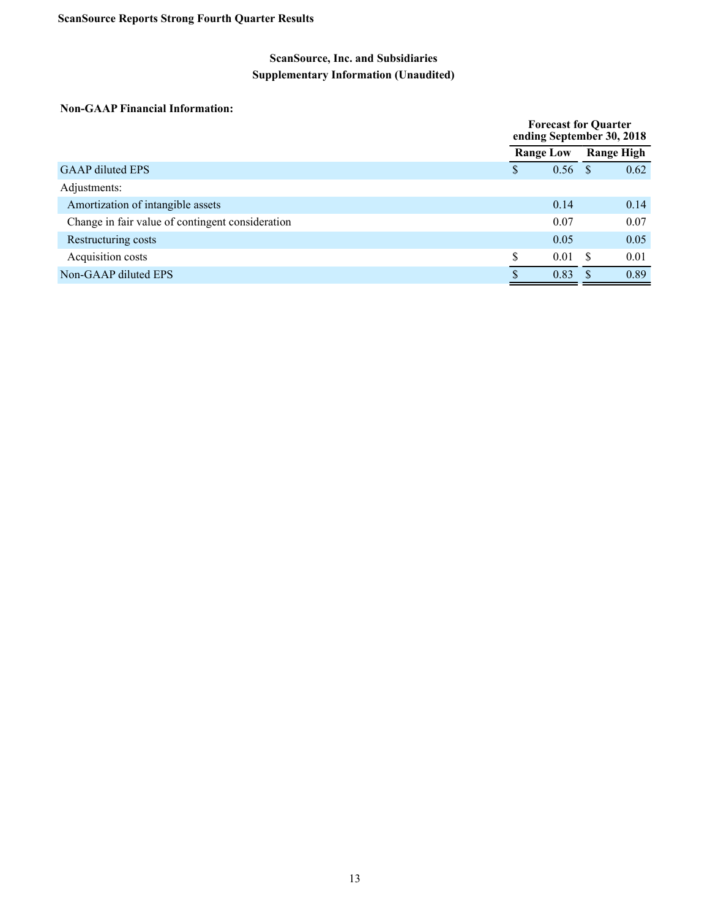**ScanSource Reports Strong Fourth Quarter Results**

**ScanSource, Inc. and Subsidiaries**

**Supplementary Information (Unaudited)**

**Non-GAAP Financial Information:**

| | Forecast for Quarter ending September 30, 2018 | |
|---|---|---|
| | **Range Low** | **Range High** |
| GAAP diluted EPS | $ 0.56 | $ 0.62 |
| Adjustments: | | |
| Amortization of intangible assets | 0.14 | 0.14 |
| Change in fair value of contingent consideration | 0.07 | 0.07 |
| Restructuring costs | 0.05 | 0.05 |
| Acquisition costs | $ 0.01 | $ 0.01 |
| Non-GAAP diluted EPS | $ 0.83 | $ 0.89 |